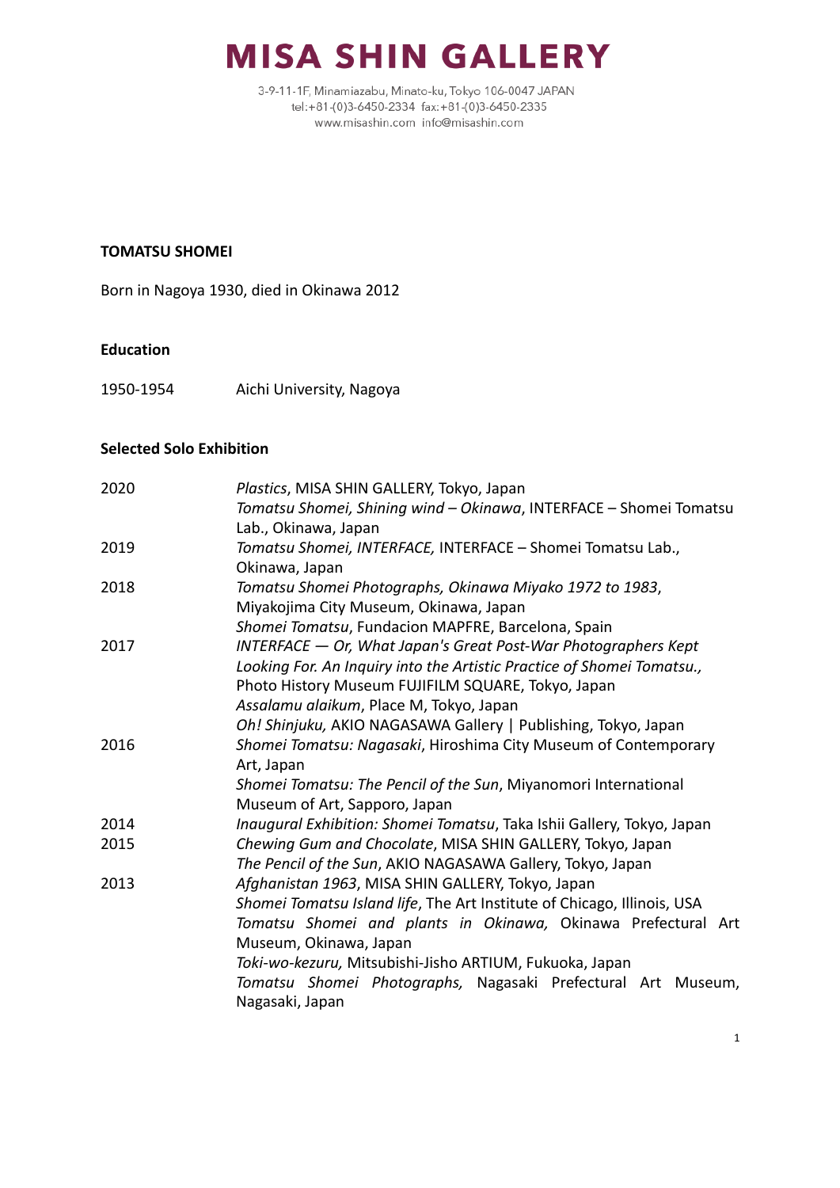# MISA SHIN GALLERY

3-9-11-1F, Minamiazabu, Minato-ku, Tokyo 106-0047 JAPAN
tel:+81-(0)3-6450-2334 fax:+81-(0)3-6450-2335
www.misashin.com info@misashin.com

**TOMATSU SHOMEI**

Born in Nagoya 1930, died in Okinawa 2012

**Education**

| | |
|---|---|
| 1950-1954 | Aichi University, Nagoya |

**Selected Solo Exhibition**

| | |
|---|---|
| 2020 | *Plastics*, MISA SHIN GALLERY, Tokyo, Japan<br>*Tomatsu Shomei, Shining wind – Okinawa*, INTERFACE – Shomei Tomatsu Lab., Okinawa, Japan |
| 2019 | *Tomatsu Shomei, INTERFACE,* INTERFACE – Shomei Tomatsu Lab., Okinawa, Japan |
| 2018 | *Tomatsu Shomei Photographs, Okinawa Miyako 1972 to 1983*, Miyakojima City Museum, Okinawa, Japan<br>*Shomei Tomatsu*, Fundacion MAPFRE, Barcelona, Spain |
| 2017 | *INTERFACE — Or, What Japan's Great Post-War Photographers Kept Looking For. An Inquiry into the Artistic Practice of Shomei Tomatsu.,* Photo History Museum FUJIFILM SQUARE, Tokyo, Japan<br>*Assalamu alaikum*, Place M, Tokyo, Japan<br>*Oh! Shinjuku,* AKIO NAGASAWA Gallery \| Publishing, Tokyo, Japan |
| 2016 | *Shomei Tomatsu: Nagasaki*, Hiroshima City Museum of Contemporary Art, Japan<br>*Shomei Tomatsu: The Pencil of the Sun*, Miyanomori International Museum of Art, Sapporo, Japan |
| 2014 | *Inaugural Exhibition: Shomei Tomatsu*, Taka Ishii Gallery, Tokyo, Japan |
| 2015 | *Chewing Gum and Chocolate*, MISA SHIN GALLERY, Tokyo, Japan<br>*The Pencil of the Sun*, AKIO NAGASAWA Gallery, Tokyo, Japan |
| 2013 | *Afghanistan 1963*, MISA SHIN GALLERY, Tokyo, Japan<br>*Shomei Tomatsu Island life*, The Art Institute of Chicago, Illinois, USA<br>*Tomatsu Shomei and plants in Okinawa,* Okinawa Prefectural Art Museum, Okinawa, Japan<br>*Toki-wo-kezuru,* Mitsubishi-Jisho ARTIUM, Fukuoka, Japan<br>*Tomatsu Shomei Photographs,* Nagasaki Prefectural Art Museum, Nagasaki, Japan |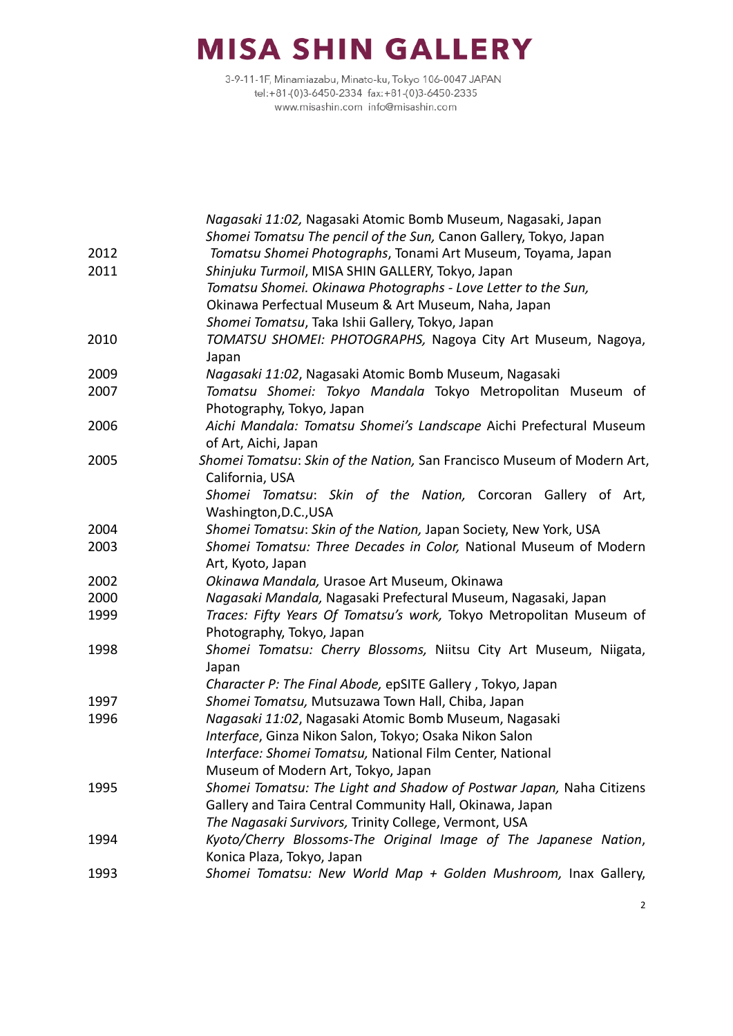| | |
|---|---|
| | *Nagasaki 11:02,* Nagasaki Atomic Bomb Museum, Nagasaki, Japan |
| | *Shomei Tomatsu The pencil of the Sun,* Canon Gallery, Tokyo, Japan |
| 2012 | *Tomatsu Shomei Photographs*, Tonami Art Museum, Toyama, Japan |
| 2011 | *Shinjuku Turmoil*, MISA SHIN GALLERY, Tokyo, Japan |
| | *Tomatsu Shomei. Okinawa Photographs - Love Letter to the Sun,* Okinawa Perfectual Museum & Art Museum, Naha, Japan |
| | *Shomei Tomatsu*, Taka Ishii Gallery, Tokyo, Japan |
| 2010 | *TOMATSU SHOMEI: PHOTOGRAPHS,* Nagoya City Art Museum, Nagoya, Japan |
| 2009 | *Nagasaki 11:02*, Nagasaki Atomic Bomb Museum, Nagasaki |
| 2007 | *Tomatsu Shomei: Tokyo Mandala* Tokyo Metropolitan Museum of Photography, Tokyo, Japan |
| 2006 | *Aichi Mandala: Tomatsu Shomei's Landscape* Aichi Prefectural Museum of Art, Aichi, Japan |
| 2005 | *Shomei Tomatsu*: *Skin of the Nation,* San Francisco Museum of Modern Art, California, USA |
| | *Shomei Tomatsu*: *Skin of the Nation,* Corcoran Gallery of Art, Washington,D.C.,USA |
| 2004 | *Shomei Tomatsu*: *Skin of the Nation,* Japan Society, New York, USA |
| 2003 | *Shomei Tomatsu: Three Decades in Color,* National Museum of Modern Art, Kyoto, Japan |
| 2002 | *Okinawa Mandala,* Urasoe Art Museum, Okinawa |
| 2000 | *Nagasaki Mandala,* Nagasaki Prefectural Museum, Nagasaki, Japan |
| 1999 | *Traces: Fifty Years Of Tomatsu's work,* Tokyo Metropolitan Museum of Photography, Tokyo, Japan |
| 1998 | *Shomei Tomatsu: Cherry Blossoms,* Niitsu City Art Museum, Niigata, Japan |
| | *Character P: The Final Abode,* epSITE Gallery , Tokyo, Japan |
| 1997 | *Shomei Tomatsu,* Mutsuzawa Town Hall, Chiba, Japan |
| 1996 | *Nagasaki 11:02*, Nagasaki Atomic Bomb Museum, Nagasaki |
| | *Interface*, Ginza Nikon Salon, Tokyo; Osaka Nikon Salon |
| | *Interface: Shomei Tomatsu,* National Film Center, National Museum of Modern Art, Tokyo, Japan |
| 1995 | *Shomei Tomatsu: The Light and Shadow of Postwar Japan,* Naha Citizens Gallery and Taira Central Community Hall, Okinawa, Japan |
| | *The Nagasaki Survivors,* Trinity College, Vermont, USA |
| 1994 | *Kyoto/Cherry Blossoms-The Original Image of The Japanese Nation*, Konica Plaza, Tokyo, Japan |
| 1993 | *Shomei Tomatsu: New World Map + Golden Mushroom,* Inax Gallery, |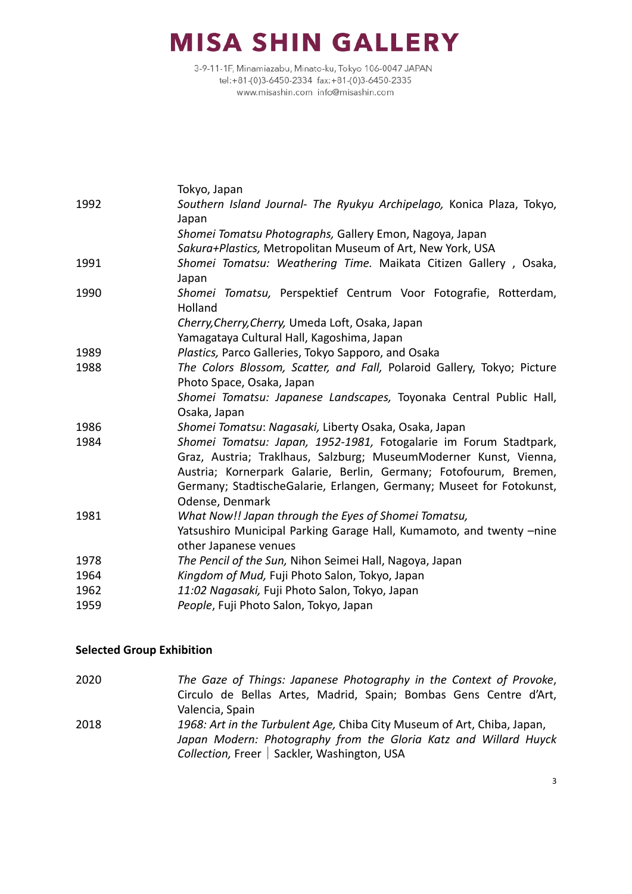| | |
|---|---|
| | Tokyo, Japan |
| 1992 | *Southern Island Journal- The Ryukyu Archipelago,* Konica Plaza, Tokyo, Japan |
| | *Shomei Tomatsu Photographs,* Gallery Emon, Nagoya, Japan |
| | *Sakura+Plastics,* Metropolitan Museum of Art, New York, USA |
| 1991 | *Shomei Tomatsu: Weathering Time.* Maikata Citizen Gallery , Osaka, Japan |
| 1990 | *Shomei Tomatsu,* Perspektief Centrum Voor Fotografie, Rotterdam, Holland |
| | *Cherry,Cherry,Cherry,* Umeda Loft, Osaka, Japan |
| | Yamagataya Cultural Hall, Kagoshima, Japan |
| 1989 | *Plastics,* Parco Galleries, Tokyo Sapporo, and Osaka |
| 1988 | *The Colors Blossom, Scatter, and Fall,* Polaroid Gallery, Tokyo; Picture Photo Space, Osaka, Japan |
| | *Shomei Tomatsu: Japanese Landscapes,* Toyonaka Central Public Hall, Osaka, Japan |
| 1986 | *Shomei Tomatsu*: *Nagasaki,* Liberty Osaka, Osaka, Japan |
| 1984 | *Shomei Tomatsu: Japan, 1952-1981,* Fotogalarie im Forum Stadtpark, Graz, Austria; Traklhaus, Salzburg; MuseumModerner Kunst, Vienna, Austria; Kornerpark Galarie, Berlin, Germany; Fotofourum, Bremen, Germany; StadtischeGalarie, Erlangen, Germany; Museet for Fotokunst, Odense, Denmark |
| 1981 | *What Now!! Japan through the Eyes of Shomei Tomatsu,* Yatsushiro Municipal Parking Garage Hall, Kumamoto, and twenty –nine other Japanese venues |
| 1978 | *The Pencil of the Sun,* Nihon Seimei Hall, Nagoya, Japan |
| 1964 | *Kingdom of Mud,* Fuji Photo Salon, Tokyo, Japan |
| 1962 | *11:02 Nagasaki,* Fuji Photo Salon, Tokyo, Japan |
| 1959 | *People*, Fuji Photo Salon, Tokyo, Japan |

**Selected Group Exhibition**

| | |
|---|---|
| 2020 | *The Gaze of Things: Japanese Photography in the Context of Provoke*, Circulo de Bellas Artes, Madrid, Spain; Bombas Gens Centre d'Art, Valencia, Spain |
| 2018 | *1968: Art in the Turbulent Age,* Chiba City Museum of Art, Chiba, Japan, |
| | *Japan Modern: Photography from the Gloria Katz and Willard Huyck Collection,* Freer｜Sackler, Washington, USA |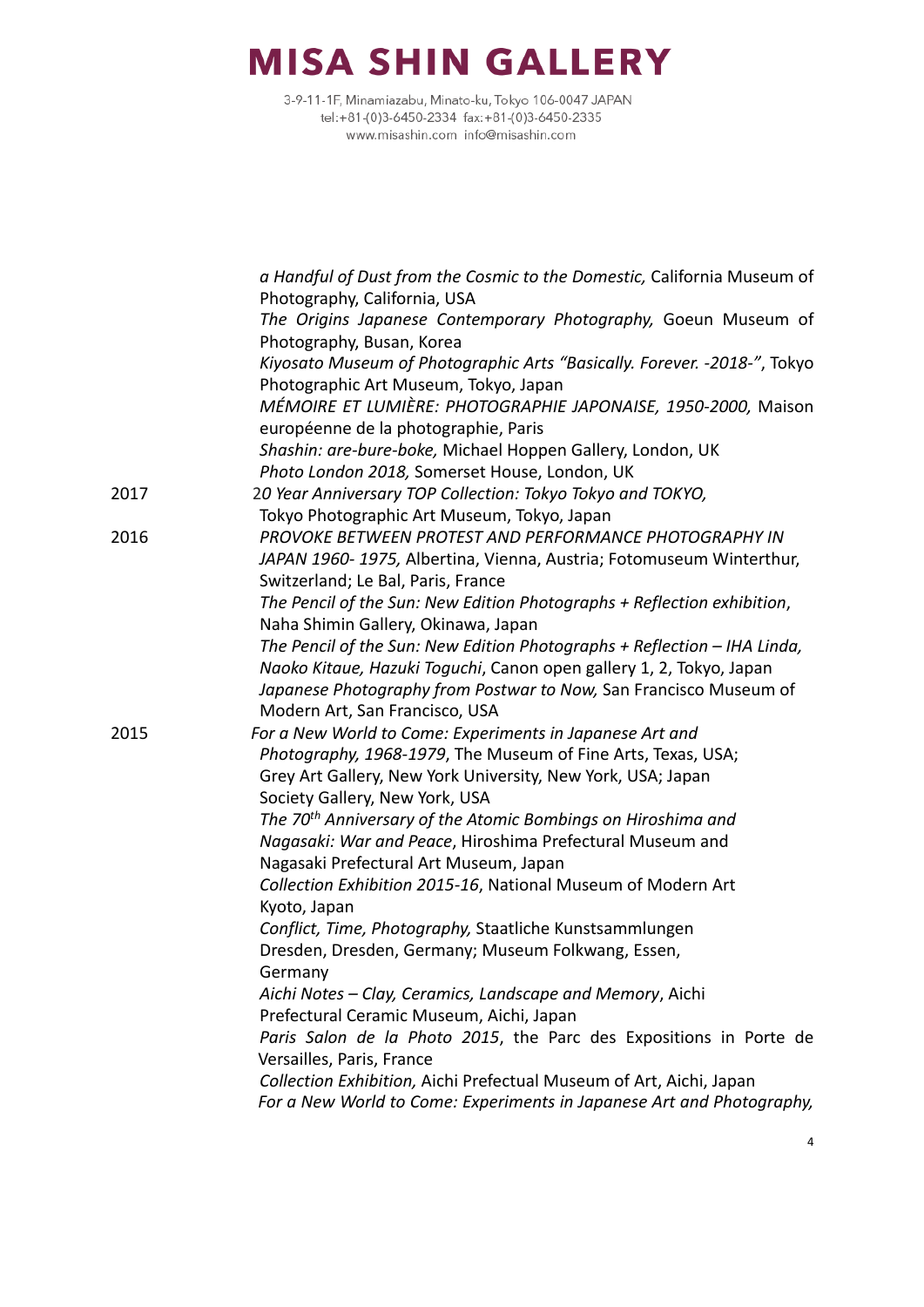*a Handful of Dust from the Cosmic to the Domestic,* California Museum of Photography, California, USA
*The Origins Japanese Contemporary Photography,* Goeun Museum of Photography, Busan, Korea
*Kiyosato Museum of Photographic Arts "Basically. Forever. -2018-"*, Tokyo Photographic Art Museum, Tokyo, Japan
*MÉMOIRE ET LUMIÈRE: PHOTOGRAPHIE JAPONAISE, 1950-2000,* Maison européenne de la photographie, Paris
*Shashin: are-bure-boke,* Michael Hoppen Gallery, London, UK
*Photo London 2018,* Somerset House, London, UK

2017
*20 Year Anniversary TOP Collection: Tokyo Tokyo and TOKYO,* Tokyo Photographic Art Museum, Tokyo, Japan

2016
*PROVOKE BETWEEN PROTEST AND PERFORMANCE PHOTOGRAPHY IN JAPAN 1960- 1975,* Albertina, Vienna, Austria; Fotomuseum Winterthur, Switzerland; Le Bal, Paris, France
*The Pencil of the Sun: New Edition Photographs + Reflection exhibition*, Naha Shimin Gallery, Okinawa, Japan
*The Pencil of the Sun: New Edition Photographs + Reflection – IHA Linda, Naoko Kitaue, Hazuki Toguchi*, Canon open gallery 1, 2, Tokyo, Japan
*Japanese Photography from Postwar to Now,* San Francisco Museum of Modern Art, San Francisco, USA

2015
*For a New World to Come: Experiments in Japanese Art and Photography, 1968-1979*, The Museum of Fine Arts, Texas, USA; Grey Art Gallery, New York University, New York, USA; Japan Society Gallery, New York, USA
*The 70th Anniversary of the Atomic Bombings on Hiroshima and Nagasaki: War and Peace*, Hiroshima Prefectural Museum and Nagasaki Prefectural Art Museum, Japan
*Collection Exhibition 2015-16*, National Museum of Modern Art Kyoto, Japan
*Conflict, Time, Photography,* Staatliche Kunstsammlungen Dresden, Dresden, Germany; Museum Folkwang, Essen, Germany
*Aichi Notes – Clay, Ceramics, Landscape and Memory*, Aichi Prefectural Ceramic Museum, Aichi, Japan
*Paris Salon de la Photo 2015*, the Parc des Expositions in Porte de Versailles, Paris, France
*Collection Exhibition,* Aichi Prefectual Museum of Art, Aichi, Japan
*For a New World to Come: Experiments in Japanese Art and Photography,*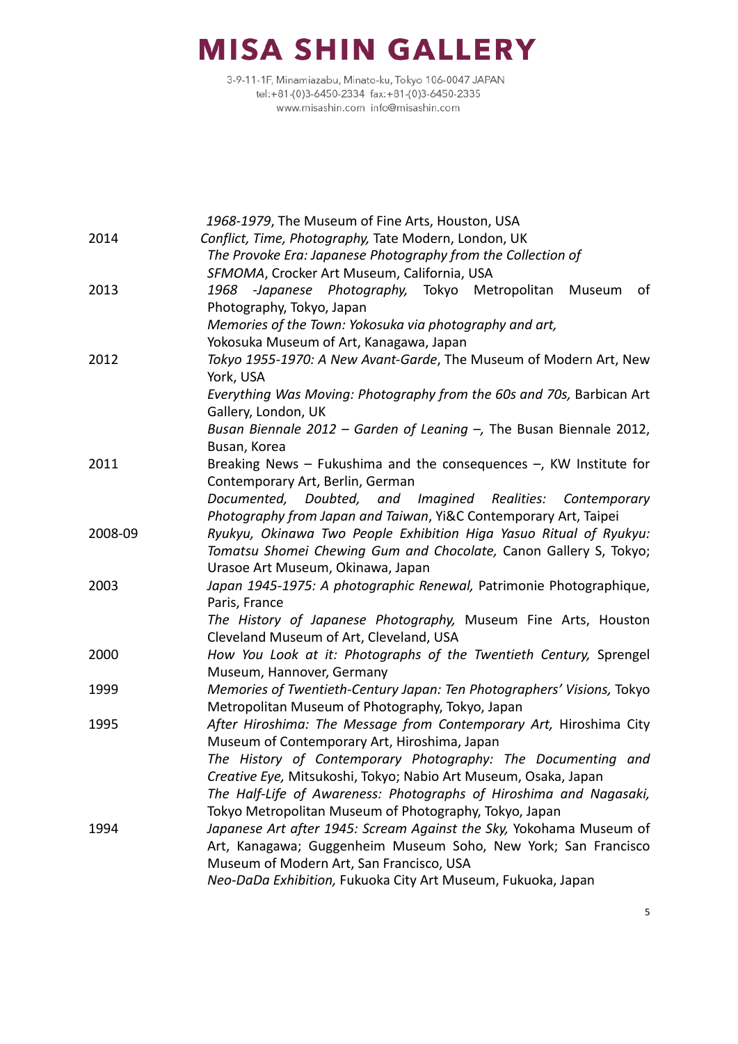| | |
|---|---|
| | *1968-1979*, The Museum of Fine Arts, Houston, USA |
| 2014 | *Conflict, Time, Photography,* Tate Modern, London, UK |
| | *The Provoke Era: Japanese Photography from the Collection of SFMOMA*, Crocker Art Museum, California, USA |
| 2013 | *1968 -Japanese Photography,* Tokyo Metropolitan Museum of Photography, Tokyo, Japan |
| | *Memories of the Town: Yokosuka via photography and art,* Yokosuka Museum of Art, Kanagawa, Japan |
| 2012 | *Tokyo 1955-1970: A New Avant-Garde*, The Museum of Modern Art, New York, USA |
| | *Everything Was Moving: Photography from the 60s and 70s,* Barbican Art Gallery, London, UK |
| | *Busan Biennale 2012 – Garden of Leaning –,* The Busan Biennale 2012, Busan, Korea |
| 2011 | Breaking News – Fukushima and the consequences –, KW Institute for Contemporary Art, Berlin, German |
| | *Documented, Doubted, and Imagined Realities: Contemporary Photography from Japan and Taiwan*, Yi&C Contemporary Art, Taipei |
| 2008-09 | *Ryukyu, Okinawa Two People Exhibition Higa Yasuo Ritual of Ryukyu: Tomatsu Shomei Chewing Gum and Chocolate,* Canon Gallery S, Tokyo; Urasoe Art Museum, Okinawa, Japan |
| 2003 | *Japan 1945-1975: A photographic Renewal,* Patrimonie Photographique, Paris, France |
| | *The History of Japanese Photography,* Museum Fine Arts, Houston Cleveland Museum of Art, Cleveland, USA |
| 2000 | *How You Look at it: Photographs of the Twentieth Century,* Sprengel Museum, Hannover, Germany |
| 1999 | *Memories of Twentieth-Century Japan: Ten Photographers' Visions,* Tokyo Metropolitan Museum of Photography, Tokyo, Japan |
| 1995 | *After Hiroshima: The Message from Contemporary Art,* Hiroshima City Museum of Contemporary Art, Hiroshima, Japan |
| | *The History of Contemporary Photography: The Documenting and Creative Eye,* Mitsukoshi, Tokyo; Nabio Art Museum, Osaka, Japan |
| | *The Half-Life of Awareness: Photographs of Hiroshima and Nagasaki,* Tokyo Metropolitan Museum of Photography, Tokyo, Japan |
| 1994 | *Japanese Art after 1945: Scream Against the Sky,* Yokohama Museum of Art, Kanagawa; Guggenheim Museum Soho, New York; San Francisco Museum of Modern Art, San Francisco, USA |
| | *Neo-DaDa Exhibition,* Fukuoka City Art Museum, Fukuoka, Japan |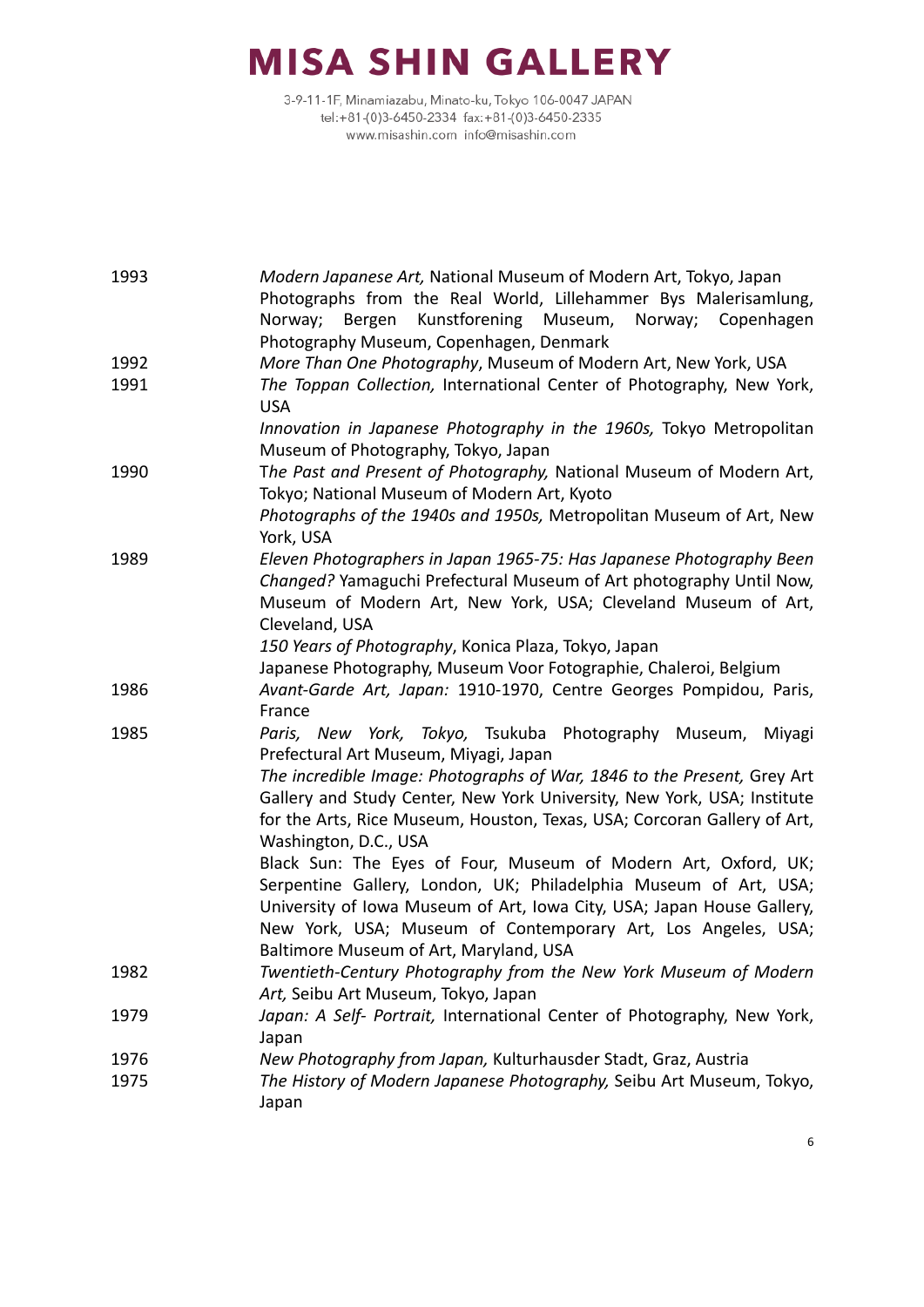| | |
|---|---|
| 1993 | *Modern Japanese Art,* National Museum of Modern Art, Tokyo, Japan |
| | Photographs from the Real World, Lillehammer Bys Malerisamlung, Norway; Bergen Kunstforening Museum, Norway; Copenhagen Photography Museum, Copenhagen, Denmark |
| 1992 | *More Than One Photography*, Museum of Modern Art, New York, USA |
| 1991 | *The Toppan Collection,* International Center of Photography, New York, USA |
| | *Innovation in Japanese Photography in the 1960s,* Tokyo Metropolitan Museum of Photography, Tokyo, Japan |
| 1990 | *The Past and Present of Photography,* National Museum of Modern Art, Tokyo; National Museum of Modern Art, Kyoto |
| | *Photographs of the 1940s and 1950s,* Metropolitan Museum of Art, New York, USA |
| 1989 | *Eleven Photographers in Japan 1965-75: Has Japanese Photography Been Changed?* Yamaguchi Prefectural Museum of Art photography Until Now, Museum of Modern Art, New York, USA; Cleveland Museum of Art, Cleveland, USA |
| | *150 Years of Photography*, Konica Plaza, Tokyo, Japan |
| | Japanese Photography, Museum Voor Fotographie, Chaleroi, Belgium |
| 1986 | *Avant-Garde Art, Japan:* 1910-1970, Centre Georges Pompidou, Paris, France |
| 1985 | *Paris, New York, Tokyo,* Tsukuba Photography Museum, Miyagi Prefectural Art Museum, Miyagi, Japan |
| | *The incredible Image: Photographs of War, 1846 to the Present,* Grey Art Gallery and Study Center, New York University, New York, USA; Institute for the Arts, Rice Museum, Houston, Texas, USA; Corcoran Gallery of Art, Washington, D.C., USA |
| | Black Sun: The Eyes of Four, Museum of Modern Art, Oxford, UK; Serpentine Gallery, London, UK; Philadelphia Museum of Art, USA; University of Iowa Museum of Art, Iowa City, USA; Japan House Gallery, New York, USA; Museum of Contemporary Art, Los Angeles, USA; Baltimore Museum of Art, Maryland, USA |
| 1982 | *Twentieth-Century Photography from the New York Museum of Modern Art,* Seibu Art Museum, Tokyo, Japan |
| 1979 | *Japan: A Self- Portrait,* International Center of Photography, New York, Japan |
| 1976 | *New Photography from Japan,* Kulturhausder Stadt, Graz, Austria |
| 1975 | *The History of Modern Japanese Photography,* Seibu Art Museum, Tokyo, Japan |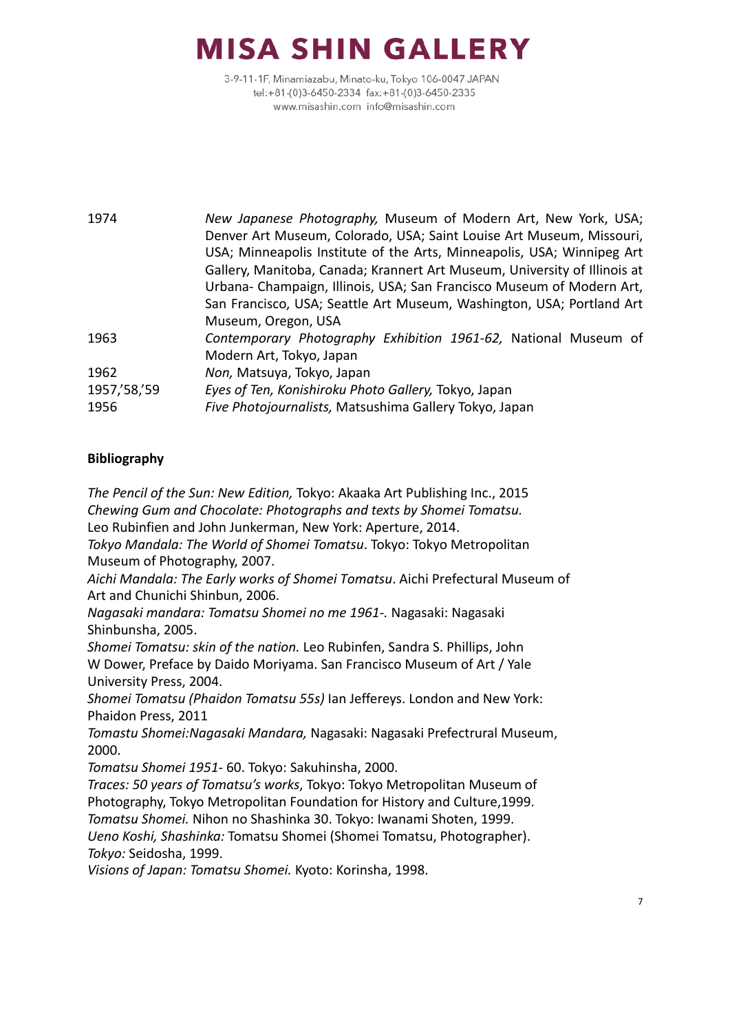| | |
|---|---|
| 1974 | *New Japanese Photography,* Museum of Modern Art, New York, USA; Denver Art Museum, Colorado, USA; Saint Louise Art Museum, Missouri, USA; Minneapolis Institute of the Arts, Minneapolis, USA; Winnipeg Art Gallery, Manitoba, Canada; Krannert Art Museum, University of Illinois at Urbana- Champaign, Illinois, USA; San Francisco Museum of Modern Art, San Francisco, USA; Seattle Art Museum, Washington, USA; Portland Art Museum, Oregon, USA |
| 1963 | *Contemporary Photography Exhibition 1961-62,* National Museum of Modern Art, Tokyo, Japan |
| 1962 | *Non,* Matsuya, Tokyo, Japan |
| 1957,'58,'59 | *Eyes of Ten, Konishiroku Photo Gallery,* Tokyo, Japan |
| 1956 | *Five Photojournalists,* Matsushima Gallery Tokyo, Japan |

**Bibliography**

*The Pencil of the Sun: New Edition,* Tokyo: Akaaka Art Publishing Inc., 2015
*Chewing Gum and Chocolate: Photographs and texts by Shomei Tomatsu.* Leo Rubinfien and John Junkerman, New York: Aperture, 2014.
*Tokyo Mandala: The World of Shomei Tomatsu*. Tokyo: Tokyo Metropolitan Museum of Photography, 2007.
*Aichi Mandala: The Early works of Shomei Tomatsu*. Aichi Prefectural Museum of Art and Chunichi Shinbun, 2006.
*Nagasaki mandara: Tomatsu Shomei no me 1961-.* Nagasaki: Nagasaki Shinbunsha, 2005.
*Shomei Tomatsu: skin of the nation.* Leo Rubinfen, Sandra S. Phillips, John W Dower, Preface by Daido Moriyama. San Francisco Museum of Art / Yale University Press, 2004.
*Shomei Tomatsu (Phaidon Tomatsu 55s)* Ian Jeffereys. London and New York: Phaidon Press, 2011
*Tomastu Shomei:Nagasaki Mandara,* Nagasaki: Nagasaki Prefectrural Museum, 2000.
*Tomatsu Shomei 1951-* 60. Tokyo: Sakuhinsha, 2000.
*Traces: 50 years of Tomatsu's works*, Tokyo: Tokyo Metropolitan Museum of Photography, Tokyo Metropolitan Foundation for History and Culture,1999.
*Tomatsu Shomei.* Nihon no Shashinka 30. Tokyo: Iwanami Shoten, 1999.
*Ueno Koshi, Shashinka:* Tomatsu Shomei (Shomei Tomatsu, Photographer). *Tokyo:* Seidosha, 1999.
*Visions of Japan: Tomatsu Shomei.* Kyoto: Korinsha, 1998.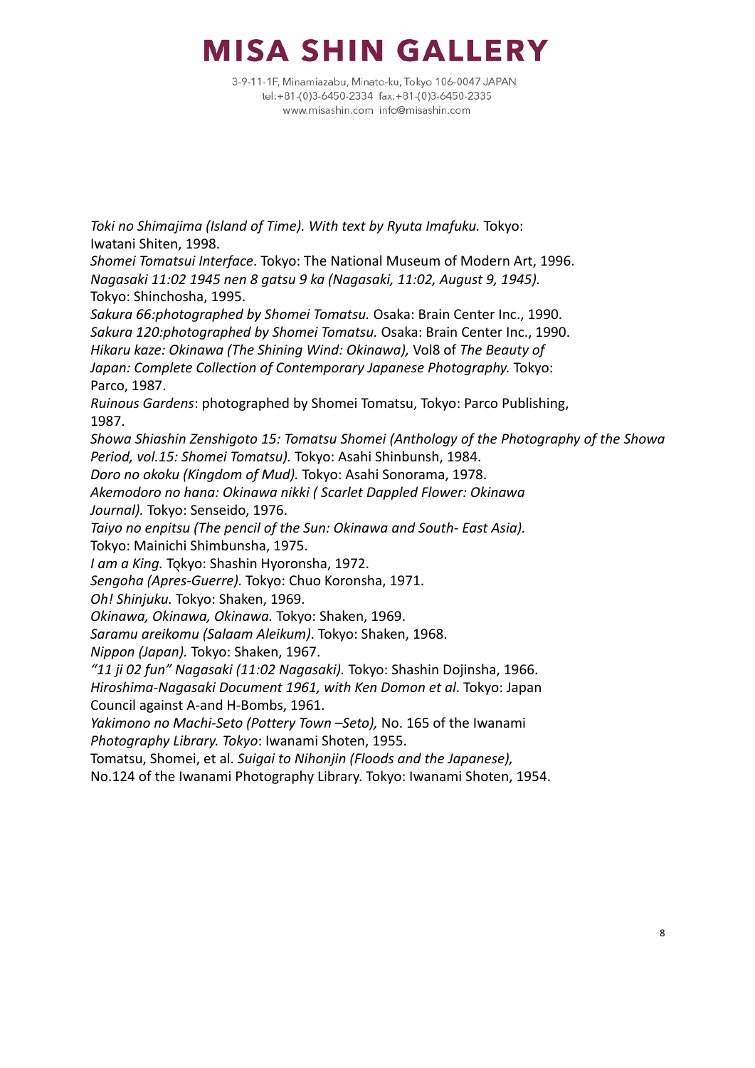*Toki no Shimajima (Island of Time). With text by Ryuta Imafuku.* Tokyo: Iwatani Shiten, 1998.

*Shomei Tomatsui Interface*. Tokyo: The National Museum of Modern Art, 1996.

*Nagasaki 11:02 1945 nen 8 gatsu 9 ka (Nagasaki, 11:02, August 9, 1945).* Tokyo: Shinchosha, 1995.

*Sakura 66:photographed by Shomei Tomatsu.* Osaka: Brain Center Inc., 1990.

*Sakura 120:photographed by Shomei Tomatsu.* Osaka: Brain Center Inc., 1990.

*Hikaru kaze: Okinawa (The Shining Wind: Okinawa),* Vol8 of *The Beauty of Japan: Complete Collection of Contemporary Japanese Photography.* Tokyo: Parco, 1987.

*Ruinous Gardens*: photographed by Shomei Tomatsu, Tokyo: Parco Publishing, 1987.

*Showa Shiashin Zenshigoto 15: Tomatsu Shomei (Anthology of the Photography of the Showa Period, vol.15: Shomei Tomatsu).* Tokyo: Asahi Shinbunsh, 1984.

*Doro no okoku (Kingdom of Mud).* Tokyo: Asahi Sonorama, 1978.

*Akemodoro no hana: Okinawa nikki ( Scarlet Dappled Flower: Okinawa Journal).* Tokyo: Senseido, 1976.

*Taiyo no enpitsu (The pencil of the Sun: Okinawa and South- East Asia).* Tokyo: Mainichi Shimbunsha, 1975.

*I am a King.* Tokyo: Shashin Hyoronsha, 1972.

*Sengoha (Apres-Guerre).* Tokyo: Chuo Koronsha, 1971.

*Oh! Shinjuku.* Tokyo: Shaken, 1969.

*Okinawa, Okinawa, Okinawa.* Tokyo: Shaken, 1969.

*Saramu areikomu (Salaam Aleikum)*. Tokyo: Shaken, 1968.

*Nippon (Japan).* Tokyo: Shaken, 1967.

*“11 ji 02 fun” Nagasaki (11:02 Nagasaki).* Tokyo: Shashin Dojinsha, 1966.

*Hiroshima-Nagasaki Document 1961, with Ken Domon et al*. Tokyo: Japan Council against A-and H-Bombs, 1961.

*Yakimono no Machi-Seto (Pottery Town –Seto),* No. 165 of the Iwanami *Photography Library. Tokyo*: Iwanami Shoten, 1955.

Tomatsu, Shomei, et al. *Suigai to Nihonjin (Floods and the Japanese),* No.124 of the Iwanami Photography Library. Tokyo: Iwanami Shoten, 1954.